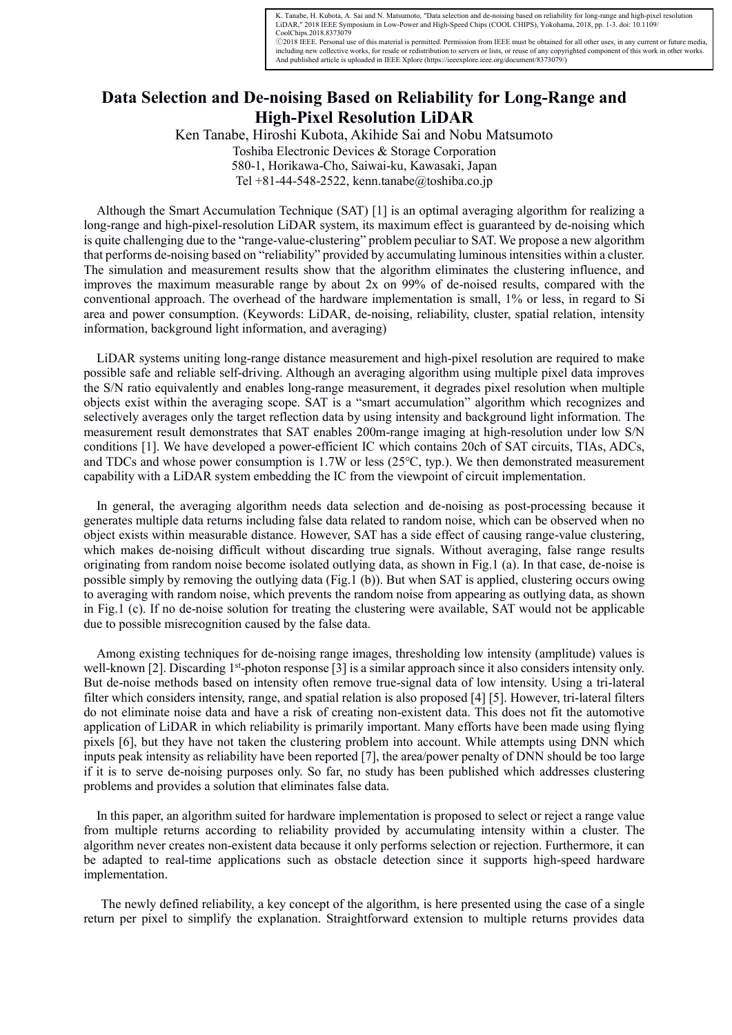K. Tanabe, H. Kubota, A. Sai and N. Matsumoto, "Data selection and de-noising based on reliability for long-range and high-pixel resolution LiDAR," 2018 IEEE Symposium in Low-Power and High-Speed Chips (COOL CHIPS), Yokohama, 2018, pp. 1-3. doi: 10.1109/CoolChips.2018.8373079
©2018 IEEE. Personal use of this material is permitted. Permission from IEEE must be obtained for all other uses, in any current or future media, including new collective works, for resale or redistribution to servers or lists, or reuse of any copyrighted component of this work in other works. And published article is uploaded in IEEE Xplore (https://ieeexplore.ieee.org/document/8373079/)

# Data Selection and De-noising Based on Reliability for Long-Range and High-Pixel Resolution LiDAR

Ken Tanabe, Hiroshi Kubota, Akihide Sai and Nobu Matsumoto
Toshiba Electronic Devices & Storage Corporation
580-1, Horikawa-Cho, Saiwai-ku, Kawasaki, Japan
Tel +81-44-548-2522, kenn.tanabe@toshiba.co.jp

Although the Smart Accumulation Technique (SAT) [1] is an optimal averaging algorithm for realizing a long-range and high-pixel-resolution LiDAR system, its maximum effect is guaranteed by de-noising which is quite challenging due to the "range-value-clustering" problem peculiar to SAT. We propose a new algorithm that performs de-noising based on "reliability" provided by accumulating luminous intensities within a cluster. The simulation and measurement results show that the algorithm eliminates the clustering influence, and improves the maximum measurable range by about 2x on 99% of de-noised results, compared with the conventional approach. The overhead of the hardware implementation is small, 1% or less, in regard to Si area and power consumption. (Keywords: LiDAR, de-noising, reliability, cluster, spatial relation, intensity information, background light information, and averaging)

LiDAR systems uniting long-range distance measurement and high-pixel resolution are required to make possible safe and reliable self-driving. Although an averaging algorithm using multiple pixel data improves the S/N ratio equivalently and enables long-range measurement, it degrades pixel resolution when multiple objects exist within the averaging scope. SAT is a "smart accumulation" algorithm which recognizes and selectively averages only the target reflection data by using intensity and background light information. The measurement result demonstrates that SAT enables 200m-range imaging at high-resolution under low S/N conditions [1]. We have developed a power-efficient IC which contains 20ch of SAT circuits, TIAs, ADCs, and TDCs and whose power consumption is 1.7W or less (25°C, typ.). We then demonstrated measurement capability with a LiDAR system embedding the IC from the viewpoint of circuit implementation.

In general, the averaging algorithm needs data selection and de-noising as post-processing because it generates multiple data returns including false data related to random noise, which can be observed when no object exists within measurable distance. However, SAT has a side effect of causing range-value clustering, which makes de-noising difficult without discarding true signals. Without averaging, false range results originating from random noise become isolated outlying data, as shown in Fig.1 (a). In that case, de-noise is possible simply by removing the outlying data (Fig.1 (b)). But when SAT is applied, clustering occurs owing to averaging with random noise, which prevents the random noise from appearing as outlying data, as shown in Fig.1 (c). If no de-noise solution for treating the clustering were available, SAT would not be applicable due to possible misrecognition caused by the false data.

Among existing techniques for de-noising range images, thresholding low intensity (amplitude) values is well-known [2]. Discarding 1st-photon response [3] is a similar approach since it also considers intensity only. But de-noise methods based on intensity often remove true-signal data of low intensity. Using a tri-lateral filter which considers intensity, range, and spatial relation is also proposed [4] [5]. However, tri-lateral filters do not eliminate noise data and have a risk of creating non-existent data. This does not fit the automotive application of LiDAR in which reliability is primarily important. Many efforts have been made using flying pixels [6], but they have not taken the clustering problem into account. While attempts using DNN which inputs peak intensity as reliability have been reported [7], the area/power penalty of DNN should be too large if it is to serve de-noising purposes only. So far, no study has been published which addresses clustering problems and provides a solution that eliminates false data.

In this paper, an algorithm suited for hardware implementation is proposed to select or reject a range value from multiple returns according to reliability provided by accumulating intensity within a cluster. The algorithm never creates non-existent data because it only performs selection or rejection. Furthermore, it can be adapted to real-time applications such as obstacle detection since it supports high-speed hardware implementation.

The newly defined reliability, a key concept of the algorithm, is here presented using the case of a single return per pixel to simplify the explanation. Straightforward extension to multiple returns provides data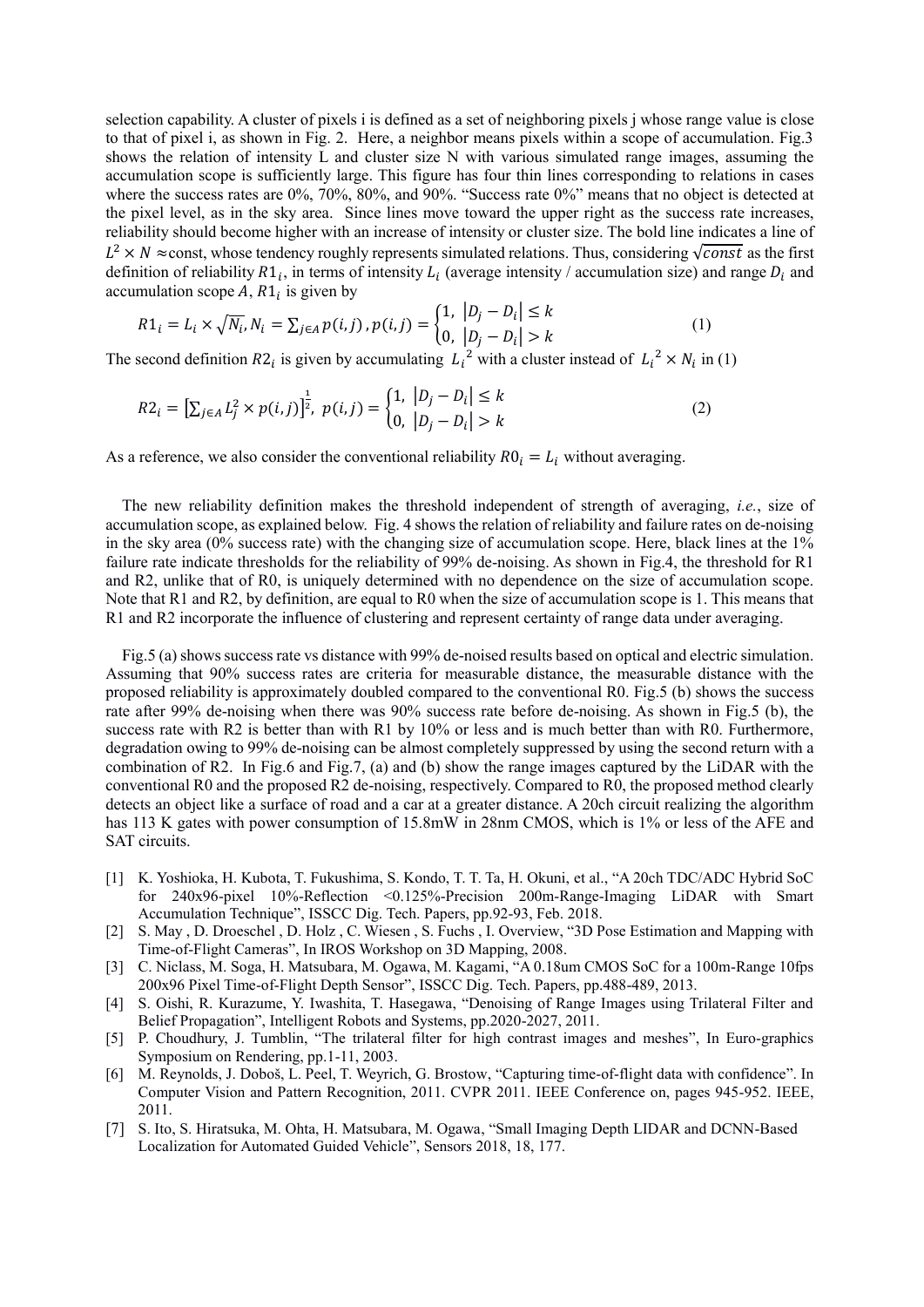selection capability. A cluster of pixels i is defined as a set of neighboring pixels j whose range value is close to that of pixel i, as shown in Fig. 2. Here, a neighbor means pixels within a scope of accumulation. Fig.3 shows the relation of intensity L and cluster size N with various simulated range images, assuming the accumulation scope is sufficiently large. This figure has four thin lines corresponding to relations in cases where the success rates are 0%, 70%, 80%, and 90%. "Success rate 0%" means that no object is detected at the pixel level, as in the sky area. Since lines move toward the upper right as the success rate increases, reliability should become higher with an increase of intensity or cluster size. The bold line indicates a line of $L^2 \times N \approx$const, whose tendency roughly represents simulated relations. Thus, considering $\sqrt{const}$ as the first definition of reliability $R1_i$, in terms of intensity $L_i$ (average intensity / accumulation size) and range $D_i$ and accumulation scope $A$, $R1_i$ is given by

$$R1_i = L_i \times \sqrt{N_i}, N_i = \sum_{j \in A} p(i,j), p(i,j) = \begin{cases} 1, & |D_j - D_i| \leq k \\ 0, & |D_j - D_i| > k \end{cases} \quad (1)$$

The second definition $R2_i$ is given by accumulating $L_i{}^2$ with a cluster instead of $L_i{}^2 \times N_i$ in (1)

$$R2_i = \left[\sum_{j \in A} L_j^2 \times p(i,j)\right]^{\frac{1}{2}}, \; p(i,j) = \begin{cases} 1, & |D_j - D_i| \leq k \\ 0, & |D_j - D_i| > k \end{cases} \quad (2)$$

As a reference, we also consider the conventional reliability $R0_i = L_i$ without averaging.

The new reliability definition makes the threshold independent of strength of averaging, *i.e.*, size of accumulation scope, as explained below. Fig. 4 shows the relation of reliability and failure rates on de-noising in the sky area (0% success rate) with the changing size of accumulation scope. Here, black lines at the 1% failure rate indicate thresholds for the reliability of 99% de-noising. As shown in Fig.4, the threshold for R1 and R2, unlike that of R0, is uniquely determined with no dependence on the size of accumulation scope. Note that R1 and R2, by definition, are equal to R0 when the size of accumulation scope is 1. This means that R1 and R2 incorporate the influence of clustering and represent certainty of range data under averaging.

Fig.5 (a) shows success rate vs distance with 99% de-noised results based on optical and electric simulation. Assuming that 90% success rates are criteria for measurable distance, the measurable distance with the proposed reliability is approximately doubled compared to the conventional R0. Fig.5 (b) shows the success rate after 99% de-noising when there was 90% success rate before de-noising. As shown in Fig.5 (b), the success rate with R2 is better than with R1 by 10% or less and is much better than with R0. Furthermore, degradation owing to 99% de-noising can be almost completely suppressed by using the second return with a combination of R2. In Fig.6 and Fig.7, (a) and (b) show the range images captured by the LiDAR with the conventional R0 and the proposed R2 de-noising, respectively. Compared to R0, the proposed method clearly detects an object like a surface of road and a car at a greater distance. A 20ch circuit realizing the algorithm has 113 K gates with power consumption of 15.8mW in 28nm CMOS, which is 1% or less of the AFE and SAT circuits.

[1] K. Yoshioka, H. Kubota, T. Fukushima, S. Kondo, T. T. Ta, H. Okuni, et al., "A 20ch TDC/ADC Hybrid SoC for 240x96-pixel 10%-Reflection <0.125%-Precision 200m-Range-Imaging LiDAR with Smart Accumulation Technique", ISSCC Dig. Tech. Papers, pp.92-93, Feb. 2018.

[2] S. May , D. Droeschel , D. Holz , C. Wiesen , S. Fuchs , I. Overview, "3D Pose Estimation and Mapping with Time-of-Flight Cameras", In IROS Workshop on 3D Mapping, 2008.

[3] C. Niclass, M. Soga, H. Matsubara, M. Ogawa, M. Kagami, "A 0.18um CMOS SoC for a 100m-Range 10fps 200x96 Pixel Time-of-Flight Depth Sensor", ISSCC Dig. Tech. Papers, pp.488-489, 2013.

[4] S. Oishi, R. Kurazume, Y. Iwashita, T. Hasegawa, "Denoising of Range Images using Trilateral Filter and Belief Propagation", Intelligent Robots and Systems, pp.2020-2027, 2011.

[5] P. Choudhury, J. Tumblin, "The trilateral filter for high contrast images and meshes", In Euro-graphics Symposium on Rendering, pp.1-11, 2003.

[6] M. Reynolds, J. Doboš, L. Peel, T. Weyrich, G. Brostow, "Capturing time-of-flight data with confidence". In Computer Vision and Pattern Recognition, 2011. CVPR 2011. IEEE Conference on, pages 945-952. IEEE, 2011.

[7] S. Ito, S. Hiratsuka, M. Ohta, H. Matsubara, M. Ogawa, "Small Imaging Depth LIDAR and DCNN-Based Localization for Automated Guided Vehicle", Sensors 2018, 18, 177.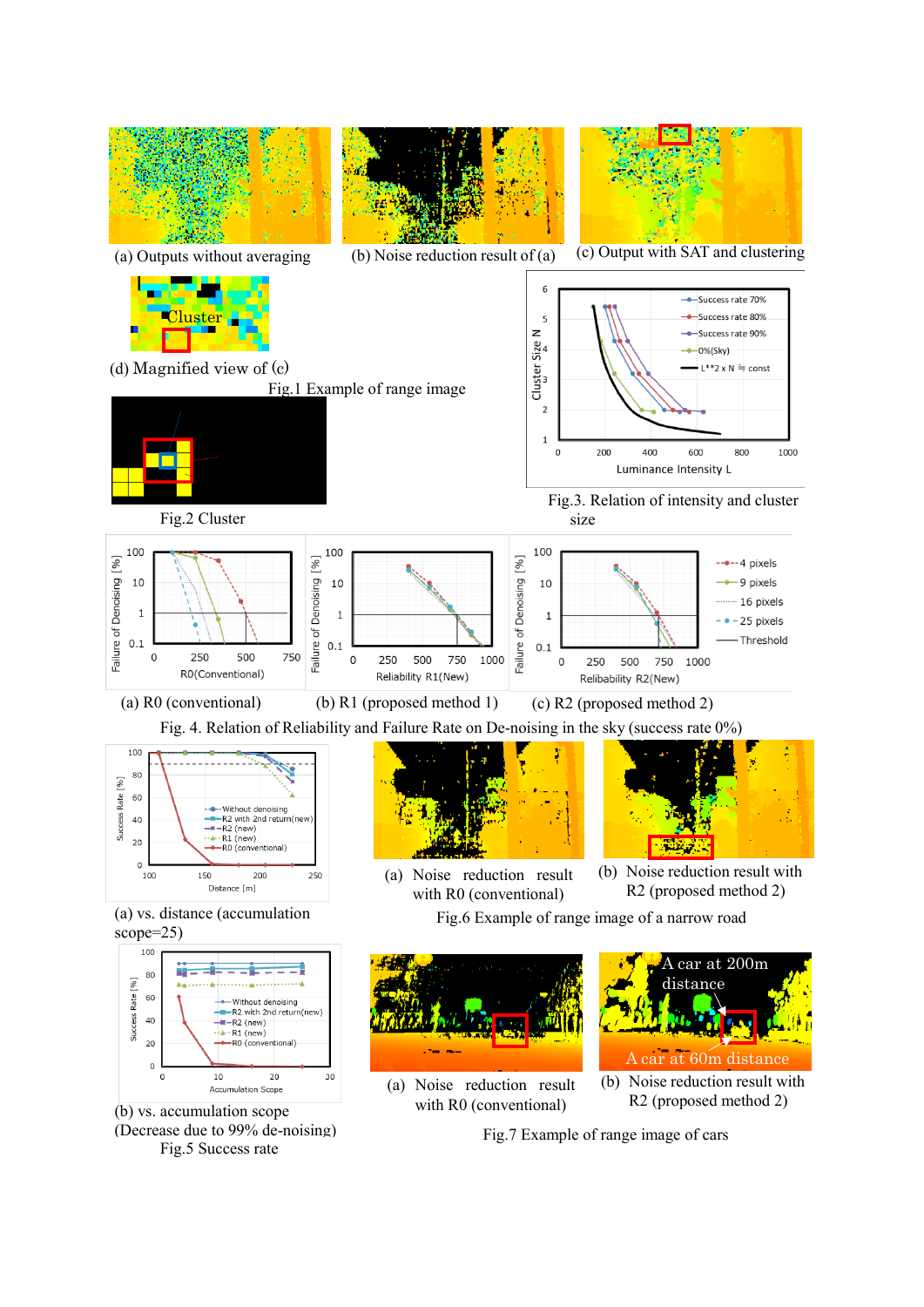(a) Outputs without averaging

(b) Noise reduction result of (a)

(c) Output with SAT and clustering

Cluster

(d) Magnified view of (c)

Fig.1 Example of range image

Fig.2 Cluster

Cluster Size N

6
5
4
3
2
1

0 200 400 600 800 1000

Luminance Intensity L

Success rate 70%
Success rate 80%
Success rate 90%
0%(Sky)
L**2 x N ≒ const

Fig.3. Relation of intensity and cluster size

Failure of Denoising [%]

100
10
1
0.1

0 250 500 750

R0(Conventional)

Failure of Denoising [%]

100
10
1
0.1

0 250 500 750 1000

Reliability R1(New)

Failure of Denoising [%]

100
10
1
0.1

0 250 500 750 1000

Relibability R2(New)

4 pixels
9 pixels
16 pixels
25 pixels
Threshold

(a) R0 (conventional)

(b) R1 (proposed method 1)

(c) R2 (proposed method 2)

Fig. 4. Relation of Reliability and Failure Rate on De-noising in the sky (success rate 0%)

Success Rate [%]

100
80
60
40
20
0

100 150 200 250

Distance [m]

Without denoising
R2 with 2nd return(new)
R2 (new)
R1 (new)
R0 (conventional)

(a) vs. distance (accumulation scope=25)

(a) Noise reduction result with R0 (conventional)

(b) Noise reduction result with R2 (proposed method 2)

Fig.6 Example of range image of a narrow road

Success Rate [%]

100
80
60
40
20
0

0 10 20 30

Accumulation Scope

Without denoising
R2 with 2nd return(new)
R2 (new)
R1 (new)
R0 (conventional)

(b) vs. accumulation scope (Decrease due to 99% de-noising)

Fig.5 Success rate

A car at 200m distance

A car at 60m distance

(a) Noise reduction result with R0 (conventional)

(b) Noise reduction result with R2 (proposed method 2)

Fig.7 Example of range image of cars